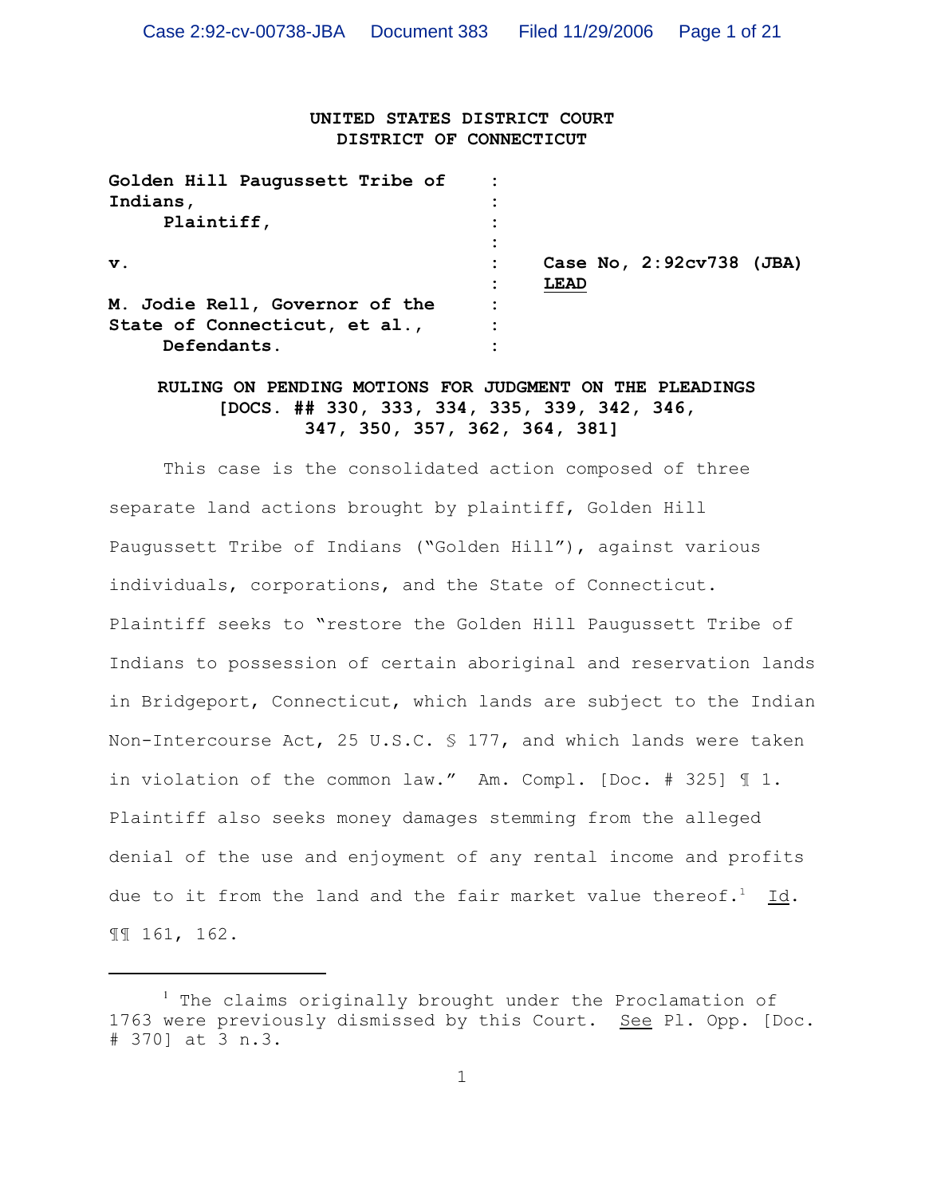**UNITED STATES DISTRICT COURT**
**DISTRICT OF CONNECTICUT**

| | | |
|---|---|---|
| **Golden Hill Paugussett Tribe of Indians,** | : | |
| **Plaintiff,** | : | |
| | : | |
| **v.** | : | **Case No, 2:92cv738 (JBA)** |
| | : | **LEAD** |
| **M. Jodie Rell, Governor of the State of Connecticut, et al.,** | : | |
| **Defendants.** | : | |

**RULING ON PENDING MOTIONS FOR JUDGMENT ON THE PLEADINGS [DOCS. ## 330, 333, 334, 335, 339, 342, 346, 347, 350, 357, 362, 364, 381]**

This case is the consolidated action composed of three separate land actions brought by plaintiff, Golden Hill Paugussett Tribe of Indians ("Golden Hill"), against various individuals, corporations, and the State of Connecticut. Plaintiff seeks to "restore the Golden Hill Paugussett Tribe of Indians to possession of certain aboriginal and reservation lands in Bridgeport, Connecticut, which lands are subject to the Indian Non-Intercourse Act, 25 U.S.C. § 177, and which lands were taken in violation of the common law." Am. Compl. [Doc. # 325] ¶ 1. Plaintiff also seeks money damages stemming from the alleged denial of the use and enjoyment of any rental income and profits due to it from the land and the fair market value thereof.[1] Id. ¶¶ 161, 162.

---

[1] The claims originally brought under the Proclamation of 1763 were previously dismissed by this Court. See Pl. Opp. [Doc. # 370] at 3 n.3.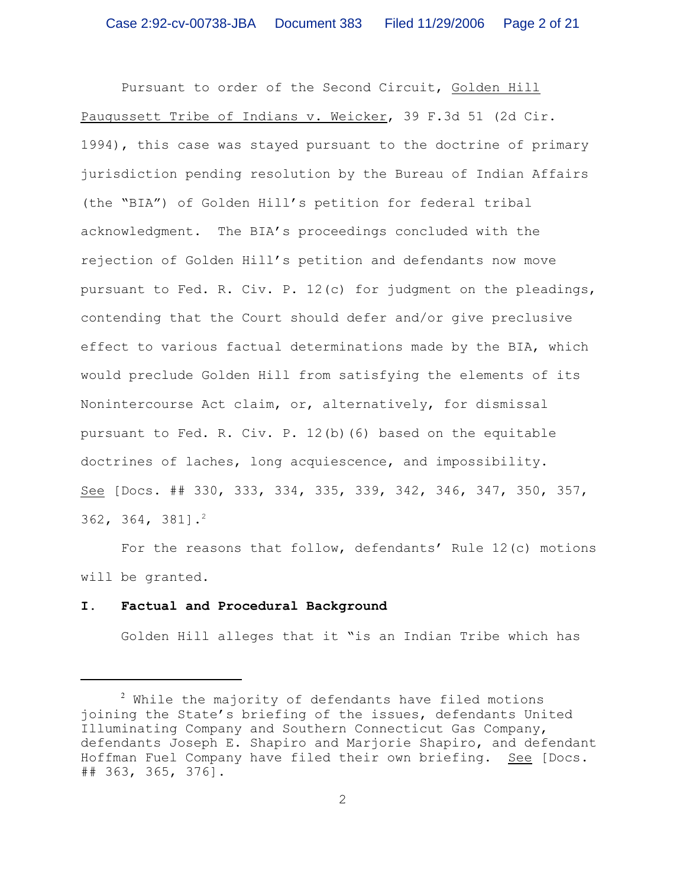Pursuant to order of the Second Circuit, Golden Hill Paugussett Tribe of Indians v. Weicker, 39 F.3d 51 (2d Cir. 1994), this case was stayed pursuant to the doctrine of primary jurisdiction pending resolution by the Bureau of Indian Affairs (the "BIA") of Golden Hill's petition for federal tribal acknowledgment. The BIA's proceedings concluded with the rejection of Golden Hill's petition and defendants now move pursuant to Fed. R. Civ. P. 12(c) for judgment on the pleadings, contending that the Court should defer and/or give preclusive effect to various factual determinations made by the BIA, which would preclude Golden Hill from satisfying the elements of its Nonintercourse Act claim, or, alternatively, for dismissal pursuant to Fed. R. Civ. P. 12(b)(6) based on the equitable doctrines of laches, long acquiescence, and impossibility. See [Docs. ## 330, 333, 334, 335, 339, 342, 346, 347, 350, 357, 362, 364, 381].[2]

For the reasons that follow, defendants' Rule 12(c) motions will be granted.

## I. Factual and Procedural Background

Golden Hill alleges that it "is an Indian Tribe which has

---

[2] While the majority of defendants have filed motions joining the State's briefing of the issues, defendants United Illuminating Company and Southern Connecticut Gas Company, defendants Joseph E. Shapiro and Marjorie Shapiro, and defendant Hoffman Fuel Company have filed their own briefing. See [Docs. ## 363, 365, 376].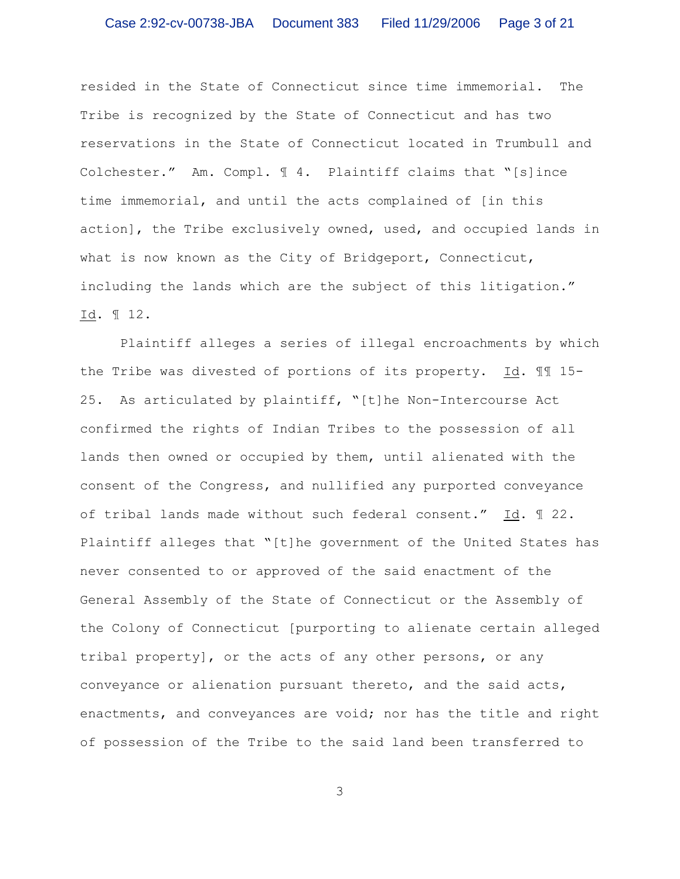resided in the State of Connecticut since time immemorial. The Tribe is recognized by the State of Connecticut and has two reservations in the State of Connecticut located in Trumbull and Colchester." Am. Compl. ¶ 4. Plaintiff claims that "[s]ince time immemorial, and until the acts complained of [in this action], the Tribe exclusively owned, used, and occupied lands in what is now known as the City of Bridgeport, Connecticut, including the lands which are the subject of this litigation." Id. ¶ 12.

Plaintiff alleges a series of illegal encroachments by which the Tribe was divested of portions of its property. Id. ¶¶ 15-25. As articulated by plaintiff, "[t]he Non-Intercourse Act confirmed the rights of Indian Tribes to the possession of all lands then owned or occupied by them, until alienated with the consent of the Congress, and nullified any purported conveyance of tribal lands made without such federal consent." Id. ¶ 22. Plaintiff alleges that "[t]he government of the United States has never consented to or approved of the said enactment of the General Assembly of the State of Connecticut or the Assembly of the Colony of Connecticut [purporting to alienate certain alleged tribal property], or the acts of any other persons, or any conveyance or alienation pursuant thereto, and the said acts, enactments, and conveyances are void; nor has the title and right of possession of the Tribe to the said land been transferred to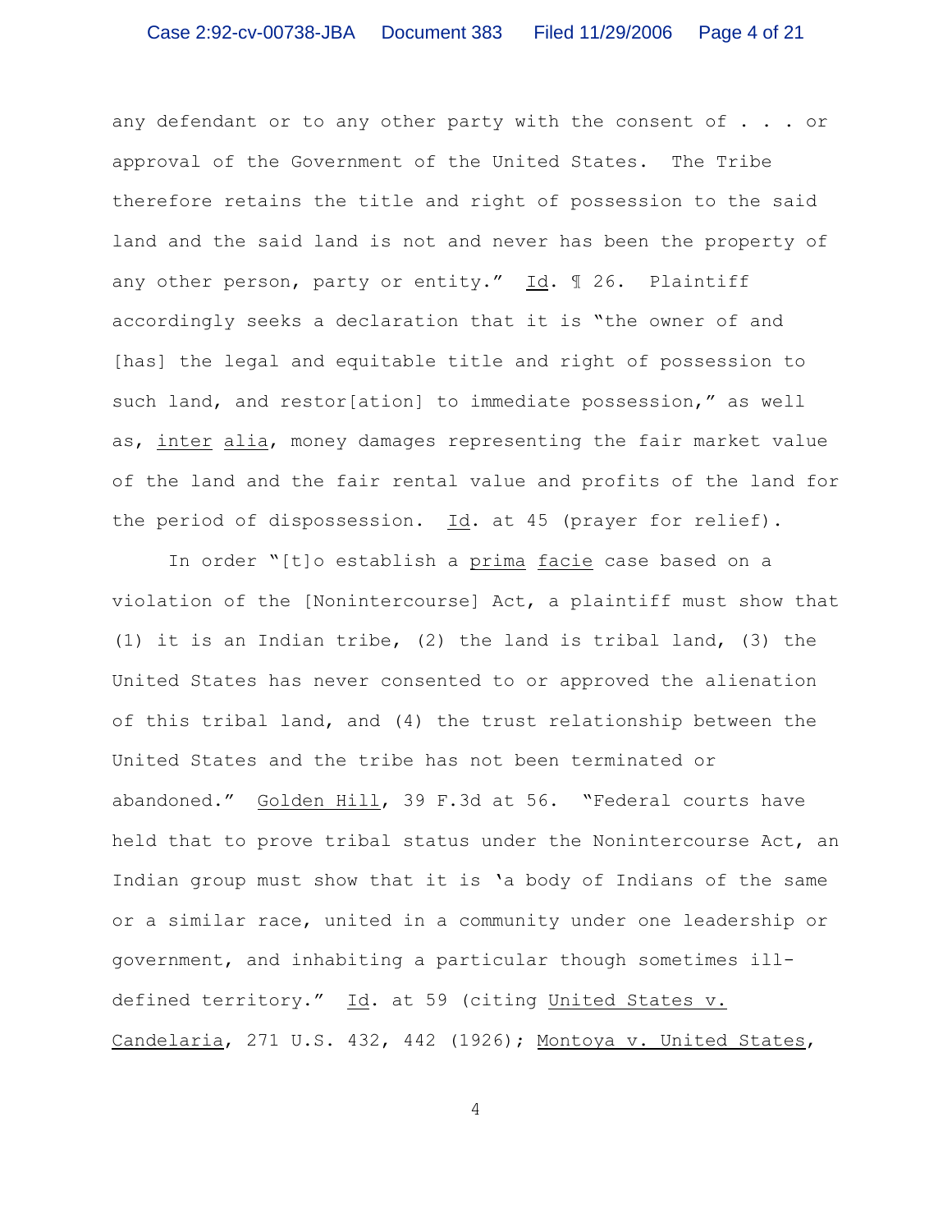any defendant or to any other party with the consent of . . . or approval of the Government of the United States. The Tribe therefore retains the title and right of possession to the said land and the said land is not and never has been the property of any other person, party or entity." Id. ¶ 26. Plaintiff accordingly seeks a declaration that it is "the owner of and [has] the legal and equitable title and right of possession to such land, and restor[ation] to immediate possession," as well as, inter alia, money damages representing the fair market value of the land and the fair rental value and profits of the land for the period of dispossession. Id. at 45 (prayer for relief).

In order "[t]o establish a prima facie case based on a violation of the [Nonintercourse] Act, a plaintiff must show that (1) it is an Indian tribe, (2) the land is tribal land, (3) the United States has never consented to or approved the alienation of this tribal land, and (4) the trust relationship between the United States and the tribe has not been terminated or abandoned." Golden Hill, 39 F.3d at 56. "Federal courts have held that to prove tribal status under the Nonintercourse Act, an Indian group must show that it is 'a body of Indians of the same or a similar race, united in a community under one leadership or government, and inhabiting a particular though sometimes ill-defined territory." Id. at 59 (citing United States v. Candelaria, 271 U.S. 432, 442 (1926); Montoya v. United States,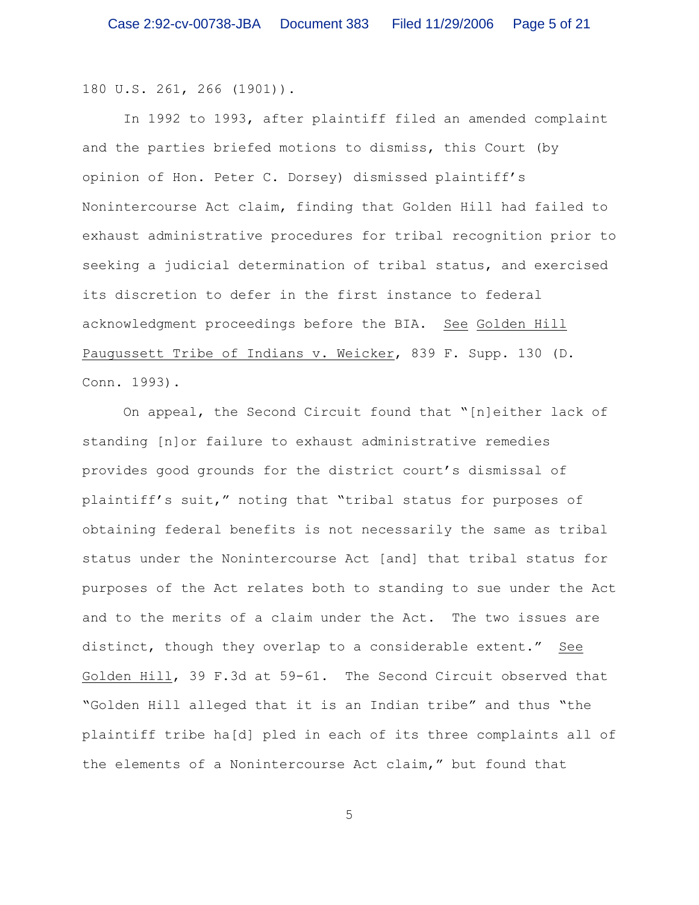180 U.S. 261, 266 (1901)).

In 1992 to 1993, after plaintiff filed an amended complaint and the parties briefed motions to dismiss, this Court (by opinion of Hon. Peter C. Dorsey) dismissed plaintiff's Nonintercourse Act claim, finding that Golden Hill had failed to exhaust administrative procedures for tribal recognition prior to seeking a judicial determination of tribal status, and exercised its discretion to defer in the first instance to federal acknowledgment proceedings before the BIA. See Golden Hill Paugussett Tribe of Indians v. Weicker, 839 F. Supp. 130 (D. Conn. 1993).

On appeal, the Second Circuit found that "[n]either lack of standing [n]or failure to exhaust administrative remedies provides good grounds for the district court's dismissal of plaintiff's suit," noting that "tribal status for purposes of obtaining federal benefits is not necessarily the same as tribal status under the Nonintercourse Act [and] that tribal status for purposes of the Act relates both to standing to sue under the Act and to the merits of a claim under the Act. The two issues are distinct, though they overlap to a considerable extent." See Golden Hill, 39 F.3d at 59-61. The Second Circuit observed that "Golden Hill alleged that it is an Indian tribe" and thus "the plaintiff tribe ha[d] pled in each of its three complaints all of the elements of a Nonintercourse Act claim," but found that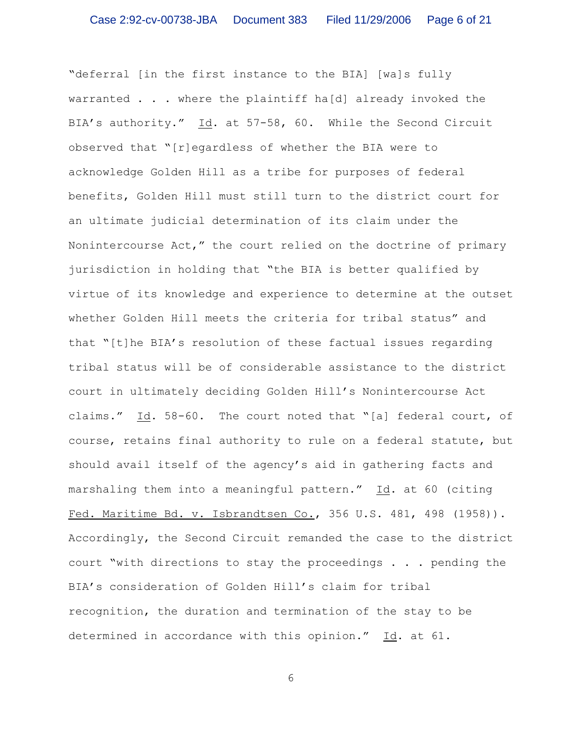"deferral [in the first instance to the BIA] [wa]s fully warranted . . . where the plaintiff ha[d] already invoked the BIA's authority." Id. at 57-58, 60. While the Second Circuit observed that "[r]egardless of whether the BIA were to acknowledge Golden Hill as a tribe for purposes of federal benefits, Golden Hill must still turn to the district court for an ultimate judicial determination of its claim under the Nonintercourse Act," the court relied on the doctrine of primary jurisdiction in holding that "the BIA is better qualified by virtue of its knowledge and experience to determine at the outset whether Golden Hill meets the criteria for tribal status" and that "[t]he BIA's resolution of these factual issues regarding tribal status will be of considerable assistance to the district court in ultimately deciding Golden Hill's Nonintercourse Act claims." Id. 58-60. The court noted that "[a] federal court, of course, retains final authority to rule on a federal statute, but should avail itself of the agency's aid in gathering facts and marshaling them into a meaningful pattern." Id. at 60 (citing Fed. Maritime Bd. v. Isbrandtsen Co., 356 U.S. 481, 498 (1958)). Accordingly, the Second Circuit remanded the case to the district court "with directions to stay the proceedings . . . pending the BIA's consideration of Golden Hill's claim for tribal recognition, the duration and termination of the stay to be determined in accordance with this opinion." Id. at 61.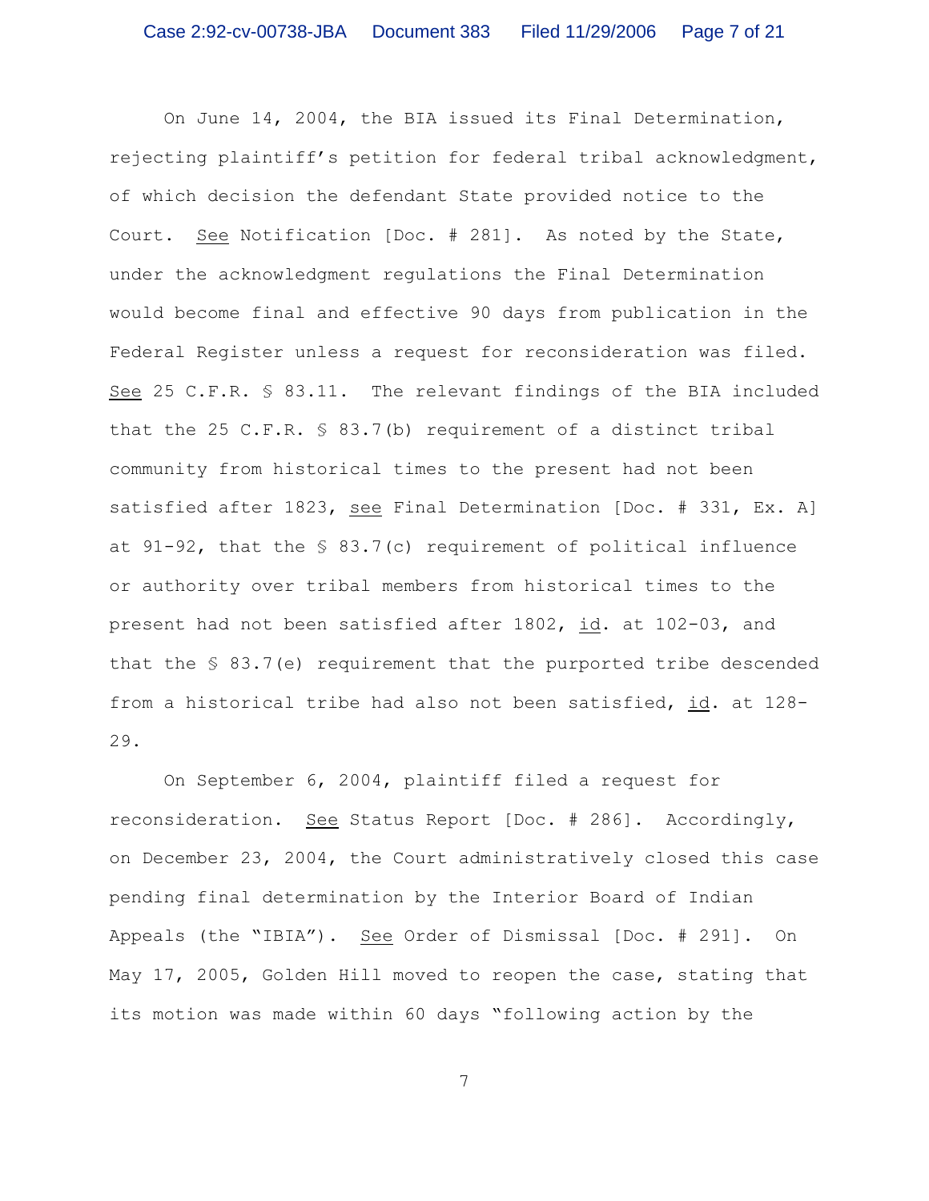On June 14, 2004, the BIA issued its Final Determination, rejecting plaintiff's petition for federal tribal acknowledgment, of which decision the defendant State provided notice to the Court. See Notification [Doc. # 281]. As noted by the State, under the acknowledgment regulations the Final Determination would become final and effective 90 days from publication in the Federal Register unless a request for reconsideration was filed. See 25 C.F.R. § 83.11. The relevant findings of the BIA included that the 25 C.F.R. § 83.7(b) requirement of a distinct tribal community from historical times to the present had not been satisfied after 1823, see Final Determination [Doc. # 331, Ex. A] at 91-92, that the § 83.7(c) requirement of political influence or authority over tribal members from historical times to the present had not been satisfied after 1802, id. at 102-03, and that the § 83.7(e) requirement that the purported tribe descended from a historical tribe had also not been satisfied, id. at 128-29.

On September 6, 2004, plaintiff filed a request for reconsideration. See Status Report [Doc. # 286]. Accordingly, on December 23, 2004, the Court administratively closed this case pending final determination by the Interior Board of Indian Appeals (the "IBIA"). See Order of Dismissal [Doc. # 291]. On May 17, 2005, Golden Hill moved to reopen the case, stating that its motion was made within 60 days "following action by the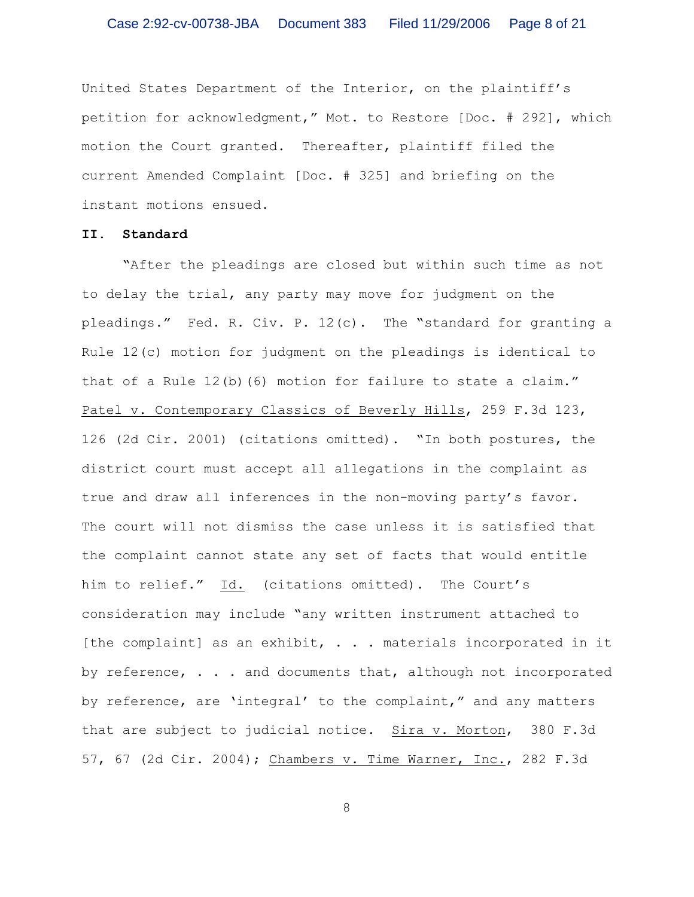United States Department of the Interior, on the plaintiff's petition for acknowledgment," Mot. to Restore [Doc. # 292], which motion the Court granted. Thereafter, plaintiff filed the current Amended Complaint [Doc. # 325] and briefing on the instant motions ensued.

## II. Standard

"After the pleadings are closed but within such time as not to delay the trial, any party may move for judgment on the pleadings." Fed. R. Civ. P. 12(c). The "standard for granting a Rule 12(c) motion for judgment on the pleadings is identical to that of a Rule 12(b)(6) motion for failure to state a claim." Patel v. Contemporary Classics of Beverly Hills, 259 F.3d 123, 126 (2d Cir. 2001) (citations omitted). "In both postures, the district court must accept all allegations in the complaint as true and draw all inferences in the non-moving party's favor. The court will not dismiss the case unless it is satisfied that the complaint cannot state any set of facts that would entitle him to relief." Id. (citations omitted). The Court's consideration may include "any written instrument attached to [the complaint] as an exhibit, . . . materials incorporated in it by reference, . . . and documents that, although not incorporated by reference, are 'integral' to the complaint," and any matters that are subject to judicial notice. Sira v. Morton, 380 F.3d 57, 67 (2d Cir. 2004); Chambers v. Time Warner, Inc., 282 F.3d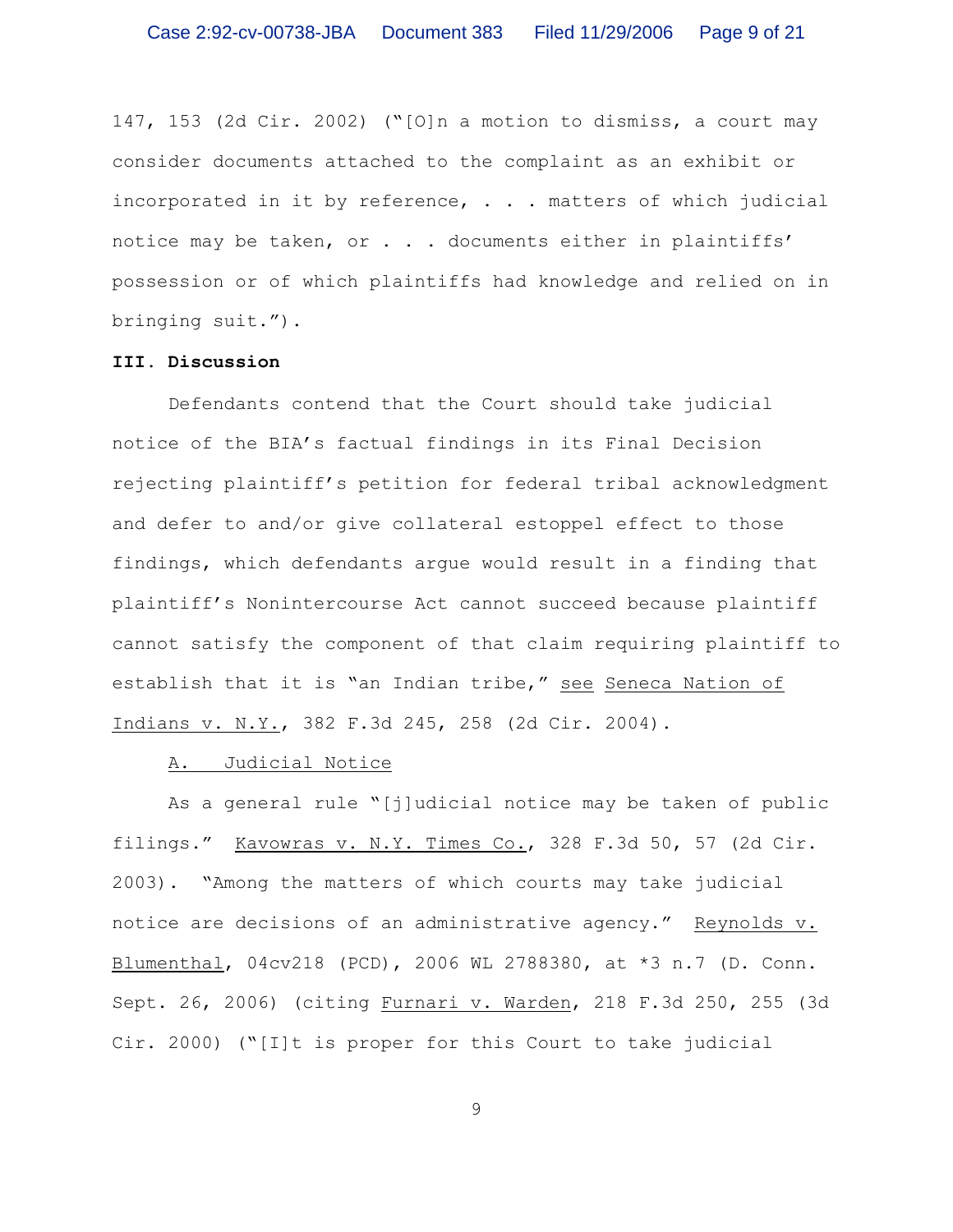147, 153 (2d Cir. 2002) ("[O]n a motion to dismiss, a court may consider documents attached to the complaint as an exhibit or incorporated in it by reference, . . . matters of which judicial notice may be taken, or . . . documents either in plaintiffs' possession or of which plaintiffs had knowledge and relied on in bringing suit.").

**III. Discussion**

Defendants contend that the Court should take judicial notice of the BIA's factual findings in its Final Decision rejecting plaintiff's petition for federal tribal acknowledgment and defer to and/or give collateral estoppel effect to those findings, which defendants argue would result in a finding that plaintiff's Nonintercourse Act cannot succeed because plaintiff cannot satisfy the component of that claim requiring plaintiff to establish that it is "an Indian tribe," see Seneca Nation of Indians v. N.Y., 382 F.3d 245, 258 (2d Cir. 2004).

A. Judicial Notice

As a general rule "[j]udicial notice may be taken of public filings." Kavowras v. N.Y. Times Co., 328 F.3d 50, 57 (2d Cir. 2003). "Among the matters of which courts may take judicial notice are decisions of an administrative agency." Reynolds v. Blumenthal, 04cv218 (PCD), 2006 WL 2788380, at *3 n.7 (D. Conn. Sept. 26, 2006) (citing Furnari v. Warden, 218 F.3d 250, 255 (3d Cir. 2000) ("[I]t is proper for this Court to take judicial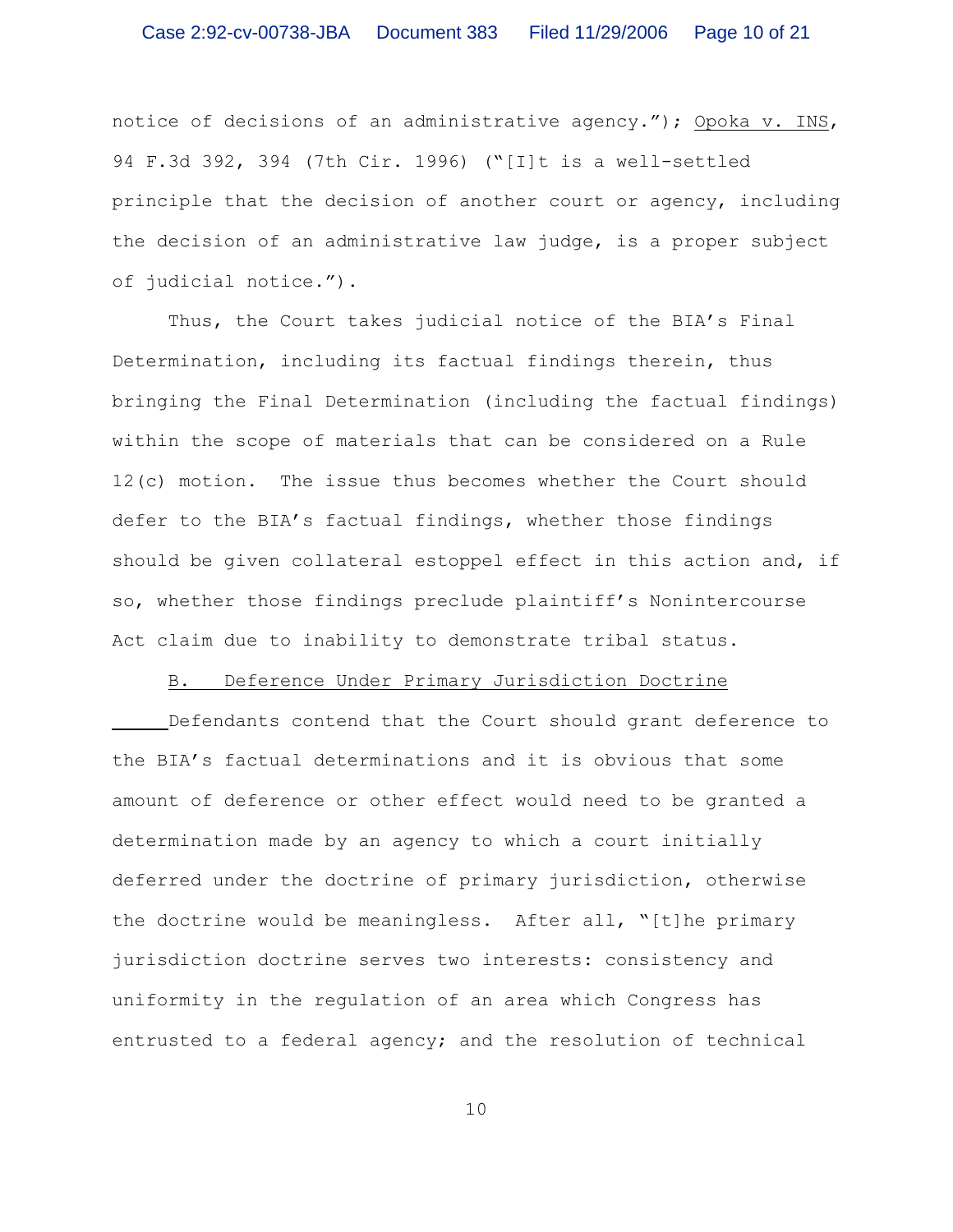notice of decisions of an administrative agency."); Opoka v. INS, 94 F.3d 392, 394 (7th Cir. 1996) ("[I]t is a well-settled principle that the decision of another court or agency, including the decision of an administrative law judge, is a proper subject of judicial notice.").

Thus, the Court takes judicial notice of the BIA's Final Determination, including its factual findings therein, thus bringing the Final Determination (including the factual findings) within the scope of materials that can be considered on a Rule 12(c) motion. The issue thus becomes whether the Court should defer to the BIA's factual findings, whether those findings should be given collateral estoppel effect in this action and, if so, whether those findings preclude plaintiff's Nonintercourse Act claim due to inability to demonstrate tribal status.

B. Deference Under Primary Jurisdiction Doctrine

Defendants contend that the Court should grant deference to the BIA's factual determinations and it is obvious that some amount of deference or other effect would need to be granted a determination made by an agency to which a court initially deferred under the doctrine of primary jurisdiction, otherwise the doctrine would be meaningless. After all, "[t]he primary jurisdiction doctrine serves two interests: consistency and uniformity in the regulation of an area which Congress has entrusted to a federal agency; and the resolution of technical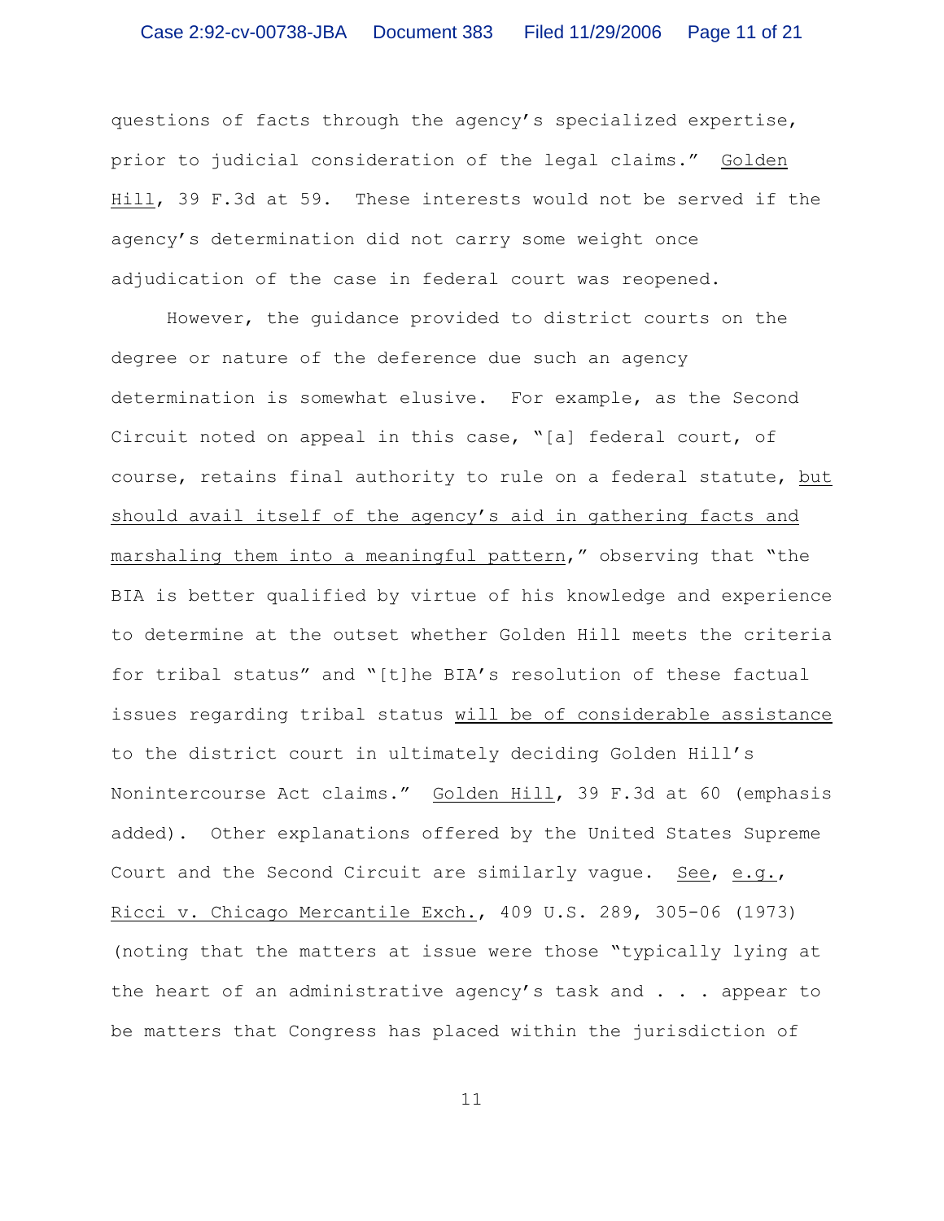questions of facts through the agency's specialized expertise, prior to judicial consideration of the legal claims." Golden Hill, 39 F.3d at 59. These interests would not be served if the agency's determination did not carry some weight once adjudication of the case in federal court was reopened.

However, the guidance provided to district courts on the degree or nature of the deference due such an agency determination is somewhat elusive. For example, as the Second Circuit noted on appeal in this case, "[a] federal court, of course, retains final authority to rule on a federal statute, but should avail itself of the agency's aid in gathering facts and marshaling them into a meaningful pattern," observing that "the BIA is better qualified by virtue of his knowledge and experience to determine at the outset whether Golden Hill meets the criteria for tribal status" and "[t]he BIA's resolution of these factual issues regarding tribal status will be of considerable assistance to the district court in ultimately deciding Golden Hill's Nonintercourse Act claims." Golden Hill, 39 F.3d at 60 (emphasis added). Other explanations offered by the United States Supreme Court and the Second Circuit are similarly vague. See, e.g., Ricci v. Chicago Mercantile Exch., 409 U.S. 289, 305-06 (1973) (noting that the matters at issue were those "typically lying at the heart of an administrative agency's task and . . . appear to be matters that Congress has placed within the jurisdiction of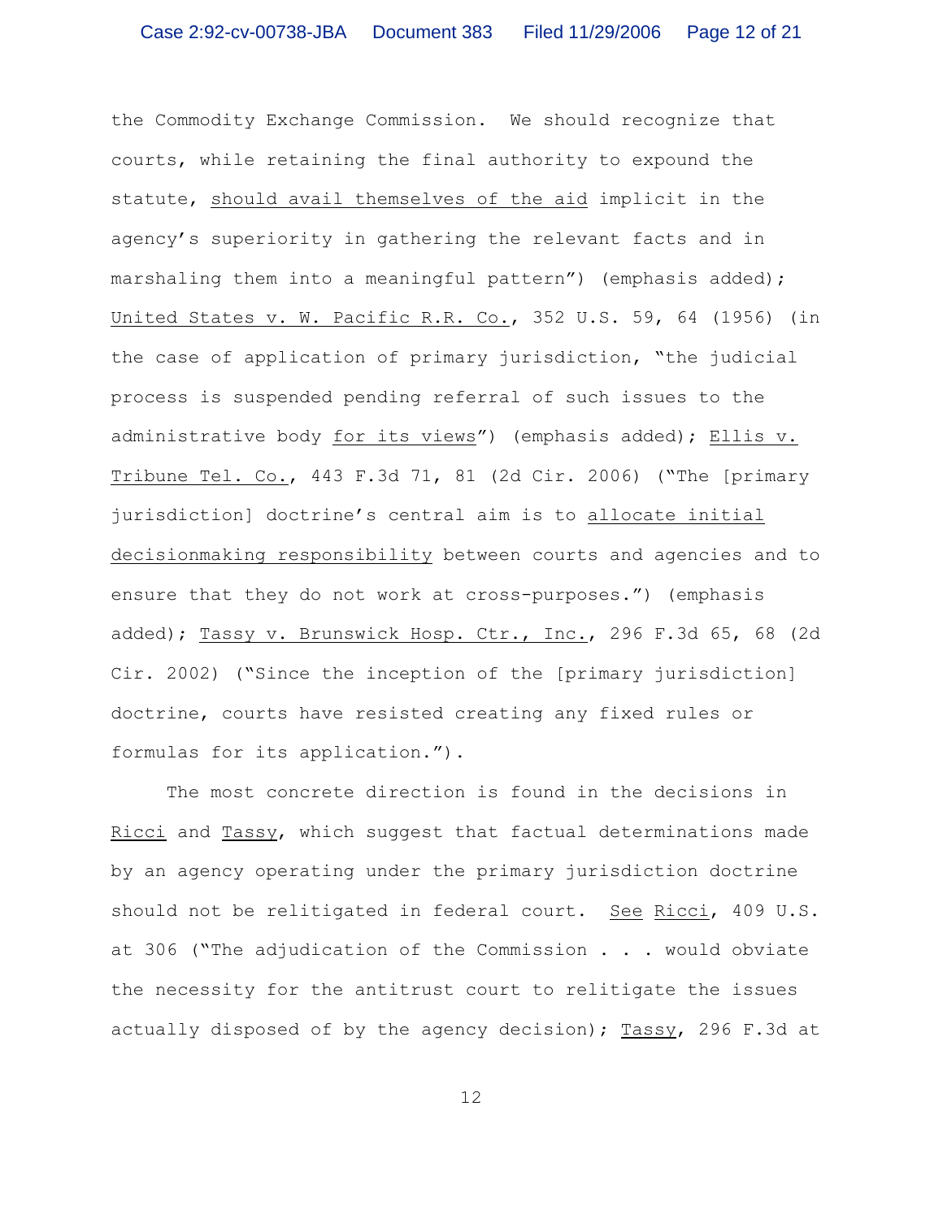the Commodity Exchange Commission. We should recognize that courts, while retaining the final authority to expound the statute, should avail themselves of the aid implicit in the agency's superiority in gathering the relevant facts and in marshaling them into a meaningful pattern") (emphasis added); *United States v. W. Pacific R.R. Co.*, 352 U.S. 59, 64 (1956) (in the case of application of primary jurisdiction, "the judicial process is suspended pending referral of such issues to the administrative body for its views") (emphasis added); *Ellis v. Tribune Tel. Co.*, 443 F.3d 71, 81 (2d Cir. 2006) ("The [primary jurisdiction] doctrine's central aim is to allocate initial decisionmaking responsibility between courts and agencies and to ensure that they do not work at cross-purposes.") (emphasis added); *Tassy v. Brunswick Hosp. Ctr., Inc.*, 296 F.3d 65, 68 (2d Cir. 2002) ("Since the inception of the [primary jurisdiction] doctrine, courts have resisted creating any fixed rules or formulas for its application.").

The most concrete direction is found in the decisions in *Ricci* and *Tassy*, which suggest that factual determinations made by an agency operating under the primary jurisdiction doctrine should not be relitigated in federal court. *See Ricci*, 409 U.S. at 306 ("The adjudication of the Commission . . . would obviate the necessity for the antitrust court to relitigate the issues actually disposed of by the agency decision); *Tassy*, 296 F.3d at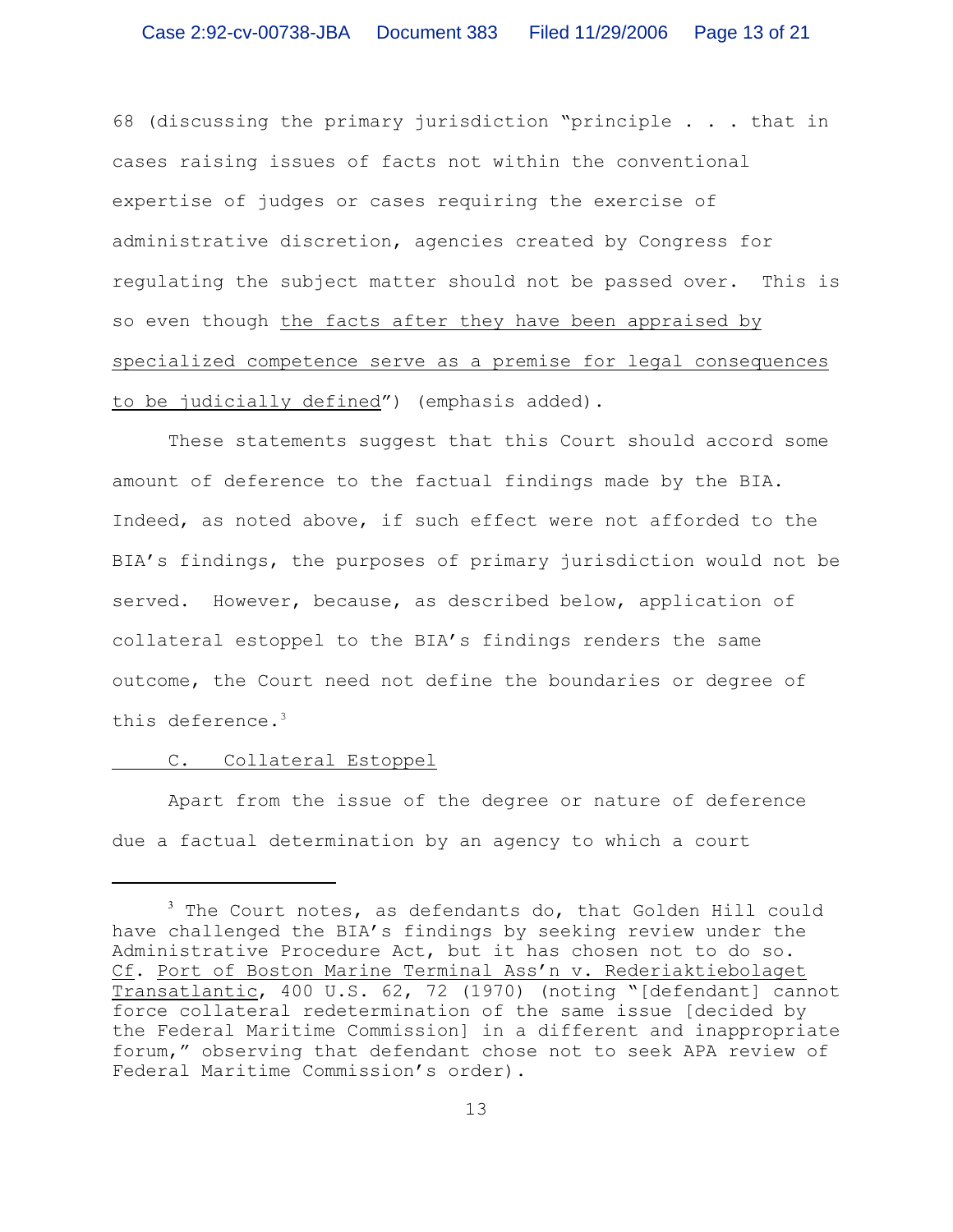68 (discussing the primary jurisdiction "principle . . . that in cases raising issues of facts not within the conventional expertise of judges or cases requiring the exercise of administrative discretion, agencies created by Congress for regulating the subject matter should not be passed over. This is so even though <u>the facts after they have been appraised by specialized competence serve as a premise for legal consequences to be judicially defined</u>") (emphasis added).

These statements suggest that this Court should accord some amount of deference to the factual findings made by the BIA. Indeed, as noted above, if such effect were not afforded to the BIA's findings, the purposes of primary jurisdiction would not be served. However, because, as described below, application of collateral estoppel to the BIA's findings renders the same outcome, the Court need not define the boundaries or degree of this deference.[3]

## C. Collateral Estoppel

Apart from the issue of the degree or nature of deference due a factual determination by an agency to which a court

---

[3] The Court notes, as defendants do, that Golden Hill could have challenged the BIA's findings by seeking review under the Administrative Procedure Act, but it has chosen not to do so. <u>Cf</u>. <u>Port of Boston Marine Terminal Ass'n v. Rederiaktiebolaget Transatlantic</u>, 400 U.S. 62, 72 (1970) (noting "[defendant] cannot force collateral redetermination of the same issue [decided by the Federal Maritime Commission] in a different and inappropriate forum," observing that defendant chose not to seek APA review of Federal Maritime Commission's order).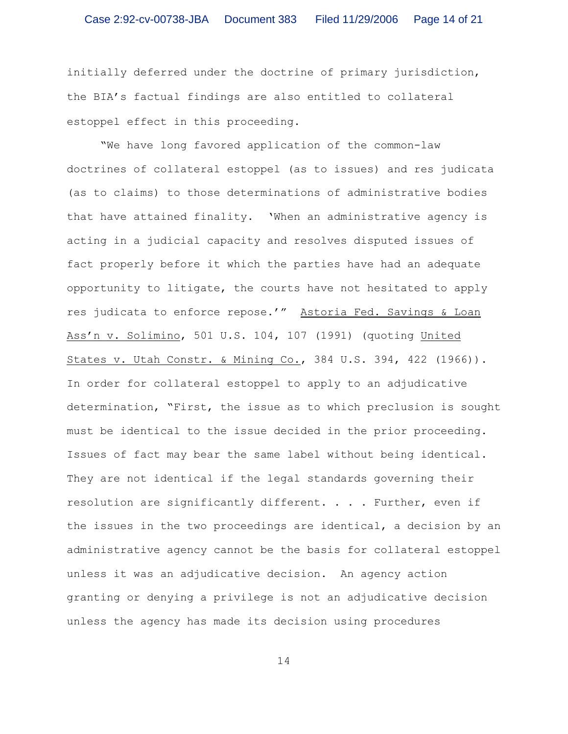initially deferred under the doctrine of primary jurisdiction, the BIA's factual findings are also entitled to collateral estoppel effect in this proceeding.

"We have long favored application of the common-law doctrines of collateral estoppel (as to issues) and res judicata (as to claims) to those determinations of administrative bodies that have attained finality. 'When an administrative agency is acting in a judicial capacity and resolves disputed issues of fact properly before it which the parties have had an adequate opportunity to litigate, the courts have not hesitated to apply res judicata to enforce repose.'" Astoria Fed. Savings & Loan Ass'n v. Solimino, 501 U.S. 104, 107 (1991) (quoting United States v. Utah Constr. & Mining Co., 384 U.S. 394, 422 (1966)). In order for collateral estoppel to apply to an adjudicative determination, "First, the issue as to which preclusion is sought must be identical to the issue decided in the prior proceeding. Issues of fact may bear the same label without being identical. They are not identical if the legal standards governing their resolution are significantly different. . . . Further, even if the issues in the two proceedings are identical, a decision by an administrative agency cannot be the basis for collateral estoppel unless it was an adjudicative decision. An agency action granting or denying a privilege is not an adjudicative decision unless the agency has made its decision using procedures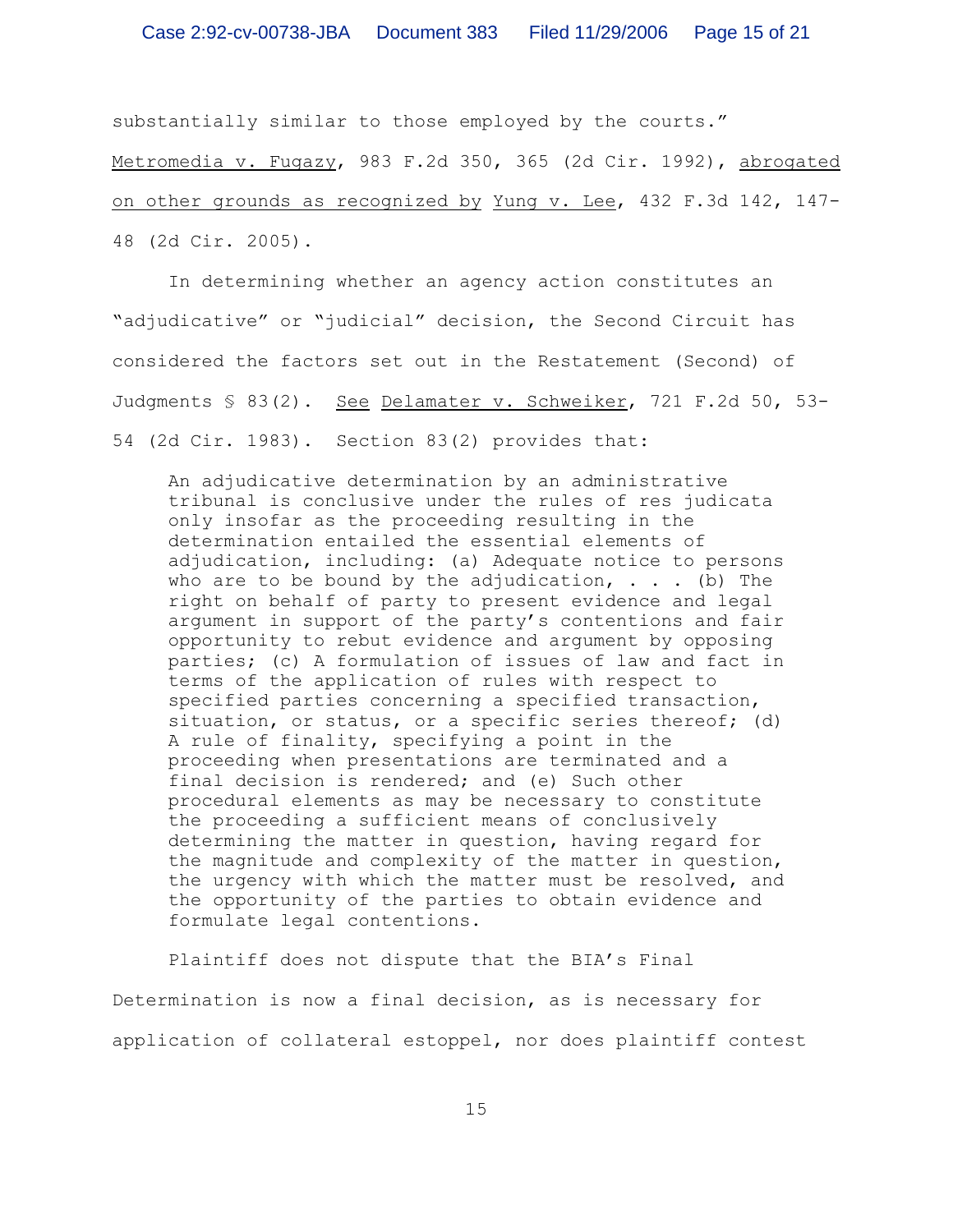substantially similar to those employed by the courts." Metromedia v. Fugazy, 983 F.2d 350, 365 (2d Cir. 1992), abrogated on other grounds as recognized by Yung v. Lee, 432 F.3d 142, 147-48 (2d Cir. 2005).

In determining whether an agency action constitutes an "adjudicative" or "judicial" decision, the Second Circuit has considered the factors set out in the Restatement (Second) of Judgments § 83(2). See Delamater v. Schweiker, 721 F.2d 50, 53-54 (2d Cir. 1983). Section 83(2) provides that:

> An adjudicative determination by an administrative tribunal is conclusive under the rules of res judicata only insofar as the proceeding resulting in the determination entailed the essential elements of adjudication, including: (a) Adequate notice to persons who are to be bound by the adjudication, . . . (b) The right on behalf of party to present evidence and legal argument in support of the party's contentions and fair opportunity to rebut evidence and argument by opposing parties; (c) A formulation of issues of law and fact in terms of the application of rules with respect to specified parties concerning a specified transaction, situation, or status, or a specific series thereof; (d) A rule of finality, specifying a point in the proceeding when presentations are terminated and a final decision is rendered; and (e) Such other procedural elements as may be necessary to constitute the proceeding a sufficient means of conclusively determining the matter in question, having regard for the magnitude and complexity of the matter in question, the urgency with which the matter must be resolved, and the opportunity of the parties to obtain evidence and formulate legal contentions.

Plaintiff does not dispute that the BIA's Final Determination is now a final decision, as is necessary for application of collateral estoppel, nor does plaintiff contest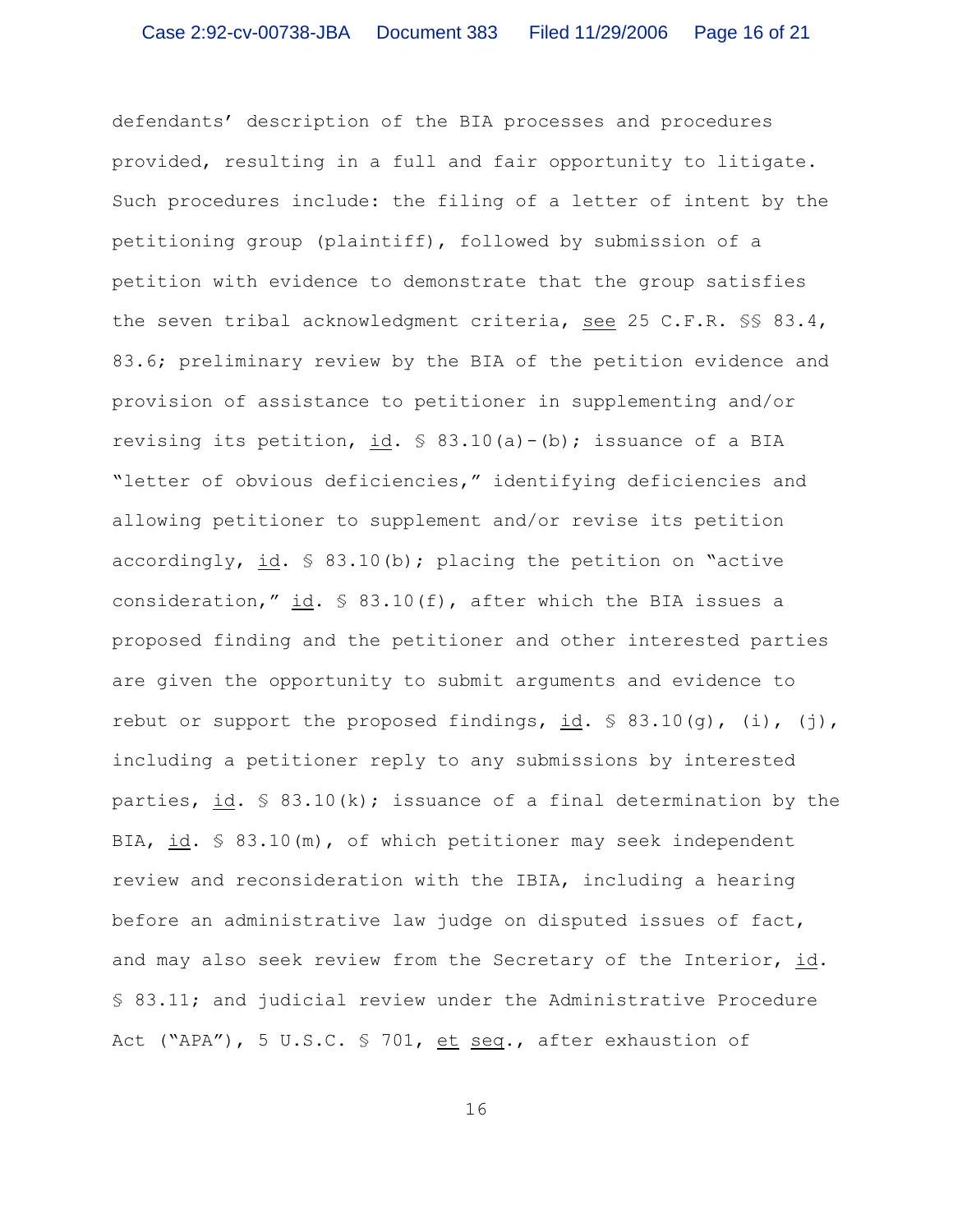defendants' description of the BIA processes and procedures provided, resulting in a full and fair opportunity to litigate. Such procedures include: the filing of a letter of intent by the petitioning group (plaintiff), followed by submission of a petition with evidence to demonstrate that the group satisfies the seven tribal acknowledgment criteria, see 25 C.F.R. §§ 83.4, 83.6; preliminary review by the BIA of the petition evidence and provision of assistance to petitioner in supplementing and/or revising its petition, id. § 83.10(a)-(b); issuance of a BIA "letter of obvious deficiencies," identifying deficiencies and allowing petitioner to supplement and/or revise its petition accordingly, id. § 83.10(b); placing the petition on "active consideration," id. § 83.10(f), after which the BIA issues a proposed finding and the petitioner and other interested parties are given the opportunity to submit arguments and evidence to rebut or support the proposed findings, id. § 83.10(g), (i), (j), including a petitioner reply to any submissions by interested parties, id. § 83.10(k); issuance of a final determination by the BIA, id. § 83.10(m), of which petitioner may seek independent review and reconsideration with the IBIA, including a hearing before an administrative law judge on disputed issues of fact, and may also seek review from the Secretary of the Interior, id. § 83.11; and judicial review under the Administrative Procedure Act ("APA"), 5 U.S.C. § 701, et seq., after exhaustion of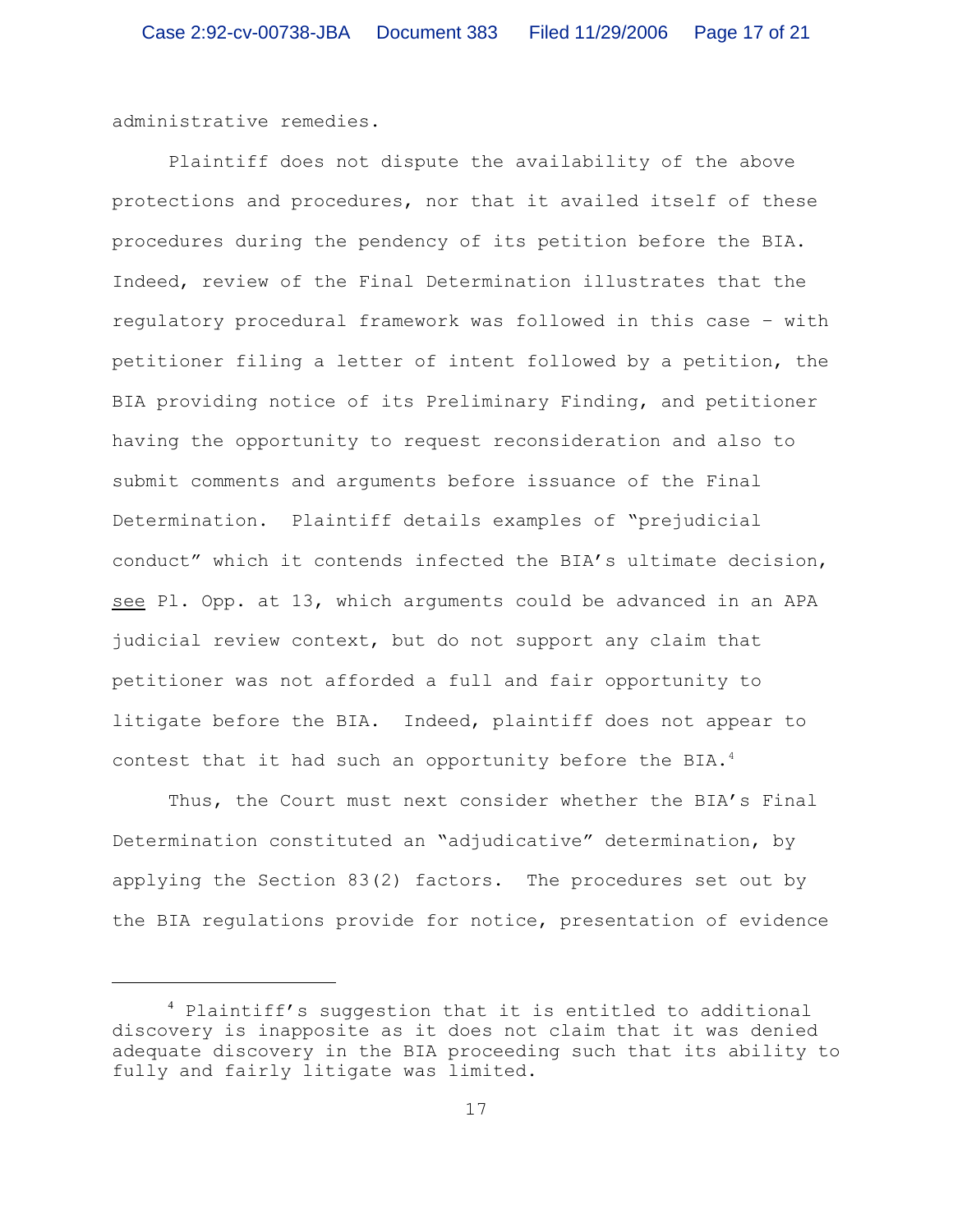administrative remedies.

Plaintiff does not dispute the availability of the above protections and procedures, nor that it availed itself of these procedures during the pendency of its petition before the BIA. Indeed, review of the Final Determination illustrates that the regulatory procedural framework was followed in this case – with petitioner filing a letter of intent followed by a petition, the BIA providing notice of its Preliminary Finding, and petitioner having the opportunity to request reconsideration and also to submit comments and arguments before issuance of the Final Determination. Plaintiff details examples of "prejudicial conduct" which it contends infected the BIA's ultimate decision, see Pl. Opp. at 13, which arguments could be advanced in an APA judicial review context, but do not support any claim that petitioner was not afforded a full and fair opportunity to litigate before the BIA. Indeed, plaintiff does not appear to contest that it had such an opportunity before the BIA.[4]

Thus, the Court must next consider whether the BIA's Final Determination constituted an "adjudicative" determination, by applying the Section 83(2) factors. The procedures set out by the BIA regulations provide for notice, presentation of evidence

---

[4] Plaintiff's suggestion that it is entitled to additional discovery is inapposite as it does not claim that it was denied adequate discovery in the BIA proceeding such that its ability to fully and fairly litigate was limited.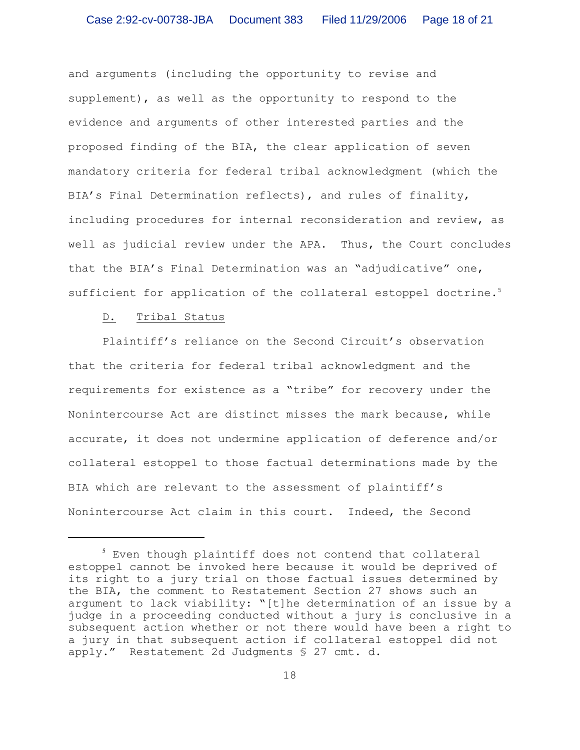and arguments (including the opportunity to revise and supplement), as well as the opportunity to respond to the evidence and arguments of other interested parties and the proposed finding of the BIA, the clear application of seven mandatory criteria for federal tribal acknowledgment (which the BIA's Final Determination reflects), and rules of finality, including procedures for internal reconsideration and review, as well as judicial review under the APA. Thus, the Court concludes that the BIA's Final Determination was an "adjudicative" one, sufficient for application of the collateral estoppel doctrine.[5]

D. <u>Tribal Status</u>

Plaintiff's reliance on the Second Circuit's observation that the criteria for federal tribal acknowledgment and the requirements for existence as a "tribe" for recovery under the Nonintercourse Act are distinct misses the mark because, while accurate, it does not undermine application of deference and/or collateral estoppel to those factual determinations made by the BIA which are relevant to the assessment of plaintiff's Nonintercourse Act claim in this court. Indeed, the Second

---

[5] Even though plaintiff does not contend that collateral estoppel cannot be invoked here because it would be deprived of its right to a jury trial on those factual issues determined by the BIA, the comment to Restatement Section 27 shows such an argument to lack viability: "[t]he determination of an issue by a judge in a proceeding conducted without a jury is conclusive in a subsequent action whether or not there would have been a right to a jury in that subsequent action if collateral estoppel did not apply." Restatement 2d Judgments § 27 cmt. d.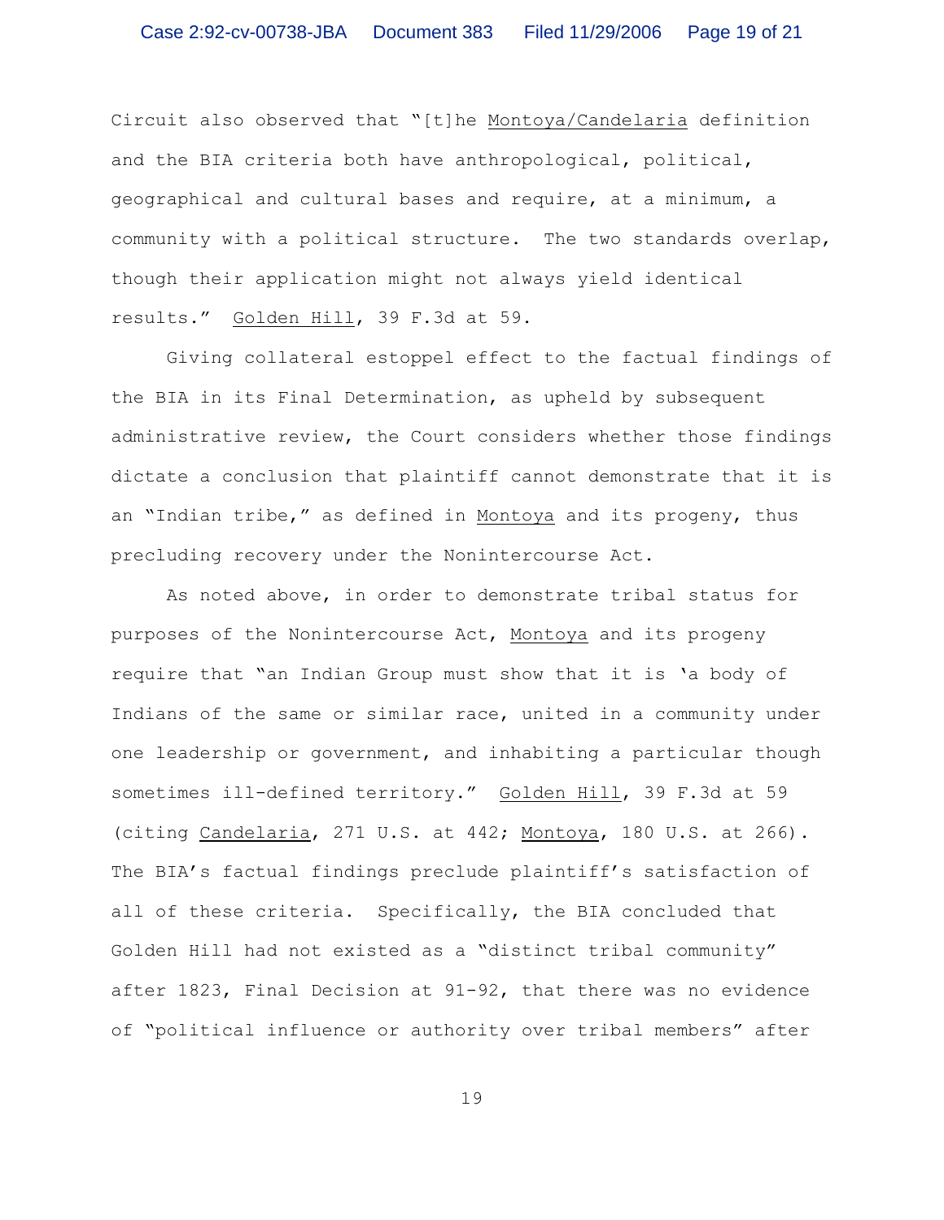Circuit also observed that "[t]he Montoya/Candelaria definition and the BIA criteria both have anthropological, political, geographical and cultural bases and require, at a minimum, a community with a political structure. The two standards overlap, though their application might not always yield identical results." Golden Hill, 39 F.3d at 59.

Giving collateral estoppel effect to the factual findings of the BIA in its Final Determination, as upheld by subsequent administrative review, the Court considers whether those findings dictate a conclusion that plaintiff cannot demonstrate that it is an "Indian tribe," as defined in Montoya and its progeny, thus precluding recovery under the Nonintercourse Act.

As noted above, in order to demonstrate tribal status for purposes of the Nonintercourse Act, Montoya and its progeny require that "an Indian Group must show that it is 'a body of Indians of the same or similar race, united in a community under one leadership or government, and inhabiting a particular though sometimes ill-defined territory." Golden Hill, 39 F.3d at 59 (citing Candelaria, 271 U.S. at 442; Montoya, 180 U.S. at 266). The BIA's factual findings preclude plaintiff's satisfaction of all of these criteria. Specifically, the BIA concluded that Golden Hill had not existed as a "distinct tribal community" after 1823, Final Decision at 91-92, that there was no evidence of "political influence or authority over tribal members" after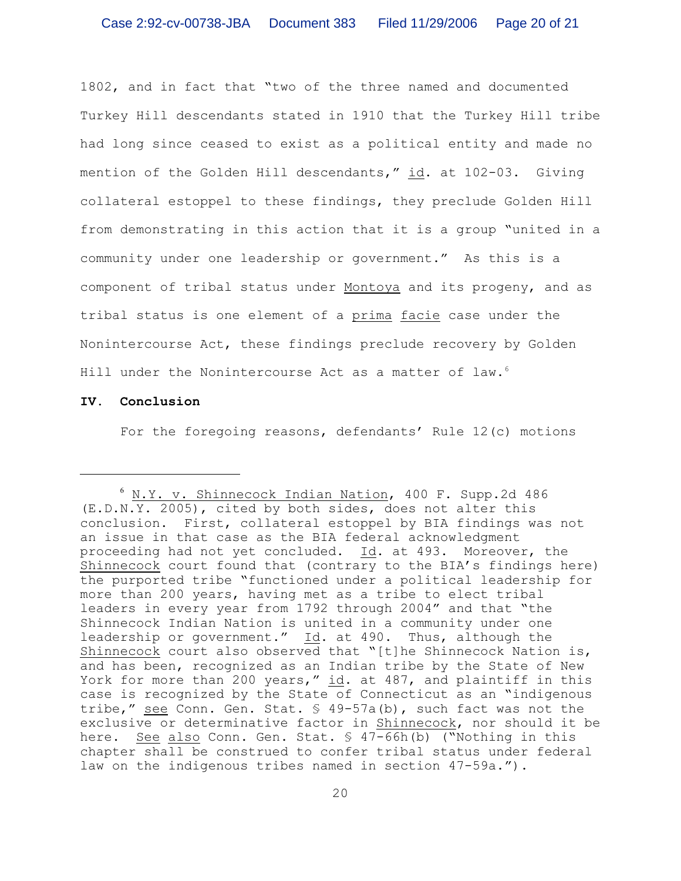1802, and in fact that "two of the three named and documented Turkey Hill descendants stated in 1910 that the Turkey Hill tribe had long since ceased to exist as a political entity and made no mention of the Golden Hill descendants," id. at 102-03. Giving collateral estoppel to these findings, they preclude Golden Hill from demonstrating in this action that it is a group "united in a community under one leadership or government." As this is a component of tribal status under Montoya and its progeny, and as tribal status is one element of a prima facie case under the Nonintercourse Act, these findings preclude recovery by Golden Hill under the Nonintercourse Act as a matter of law.[6]

**IV. Conclusion**

For the foregoing reasons, defendants' Rule 12(c) motions

---

[6] N.Y. v. Shinnecock Indian Nation, 400 F. Supp.2d 486 (E.D.N.Y. 2005), cited by both sides, does not alter this conclusion. First, collateral estoppel by BIA findings was not an issue in that case as the BIA federal acknowledgment proceeding had not yet concluded. Id. at 493. Moreover, the Shinnecock court found that (contrary to the BIA's findings here) the purported tribe "functioned under a political leadership for more than 200 years, having met as a tribe to elect tribal leaders in every year from 1792 through 2004" and that "the Shinnecock Indian Nation is united in a community under one leadership or government." Id. at 490. Thus, although the Shinnecock court also observed that "[t]he Shinnecock Nation is, and has been, recognized as an Indian tribe by the State of New York for more than 200 years," id. at 487, and plaintiff in this case is recognized by the State of Connecticut as an "indigenous tribe," see Conn. Gen. Stat. § 49-57a(b), such fact was not the exclusive or determinative factor in Shinnecock, nor should it be here. See also Conn. Gen. Stat. § 47-66h(b) ("Nothing in this chapter shall be construed to confer tribal status under federal law on the indigenous tribes named in section 47-59a.").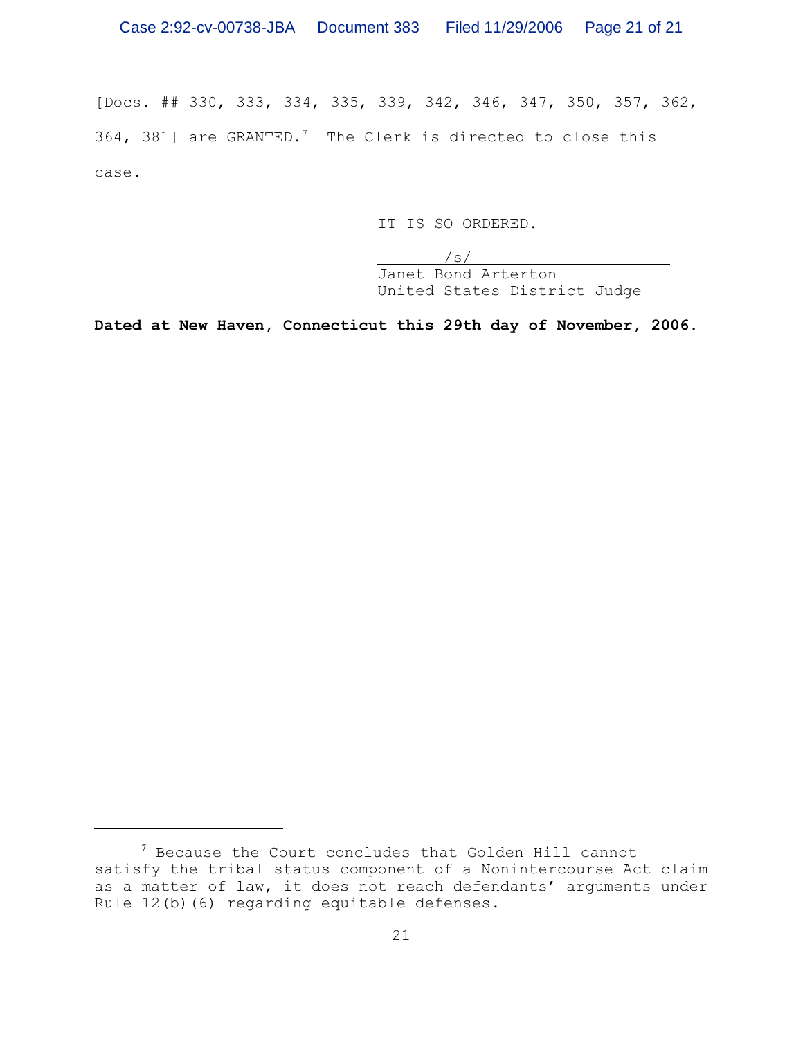[Docs. ## 330, 333, 334, 335, 339, 342, 346, 347, 350, 357, 362, 364, 381] are GRANTED.[7] The Clerk is directed to close this case.

IT IS SO ORDERED.

/s/

Janet Bond Arterton
United States District Judge

**Dated at New Haven, Connecticut this 29th day of November, 2006.**

---

[7] Because the Court concludes that Golden Hill cannot satisfy the tribal status component of a Nonintercourse Act claim as a matter of law, it does not reach defendants' arguments under Rule 12(b)(6) regarding equitable defenses.